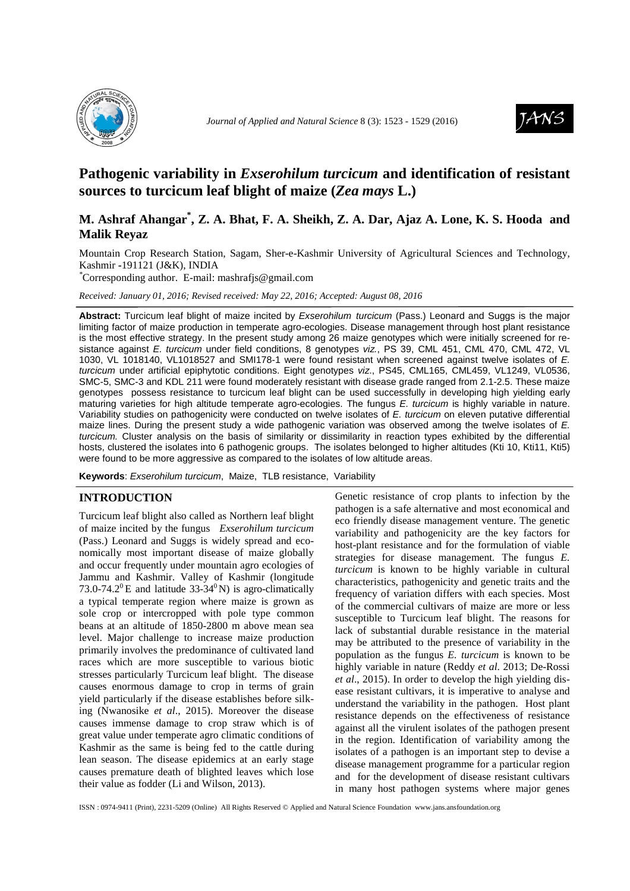# Pathogenic variability in *Exserohilum turcicum* and identification of resistant sources to turcicum leaf blight of maize (*Zea mays* L.)

**M. Ashraf Ahangar*, Z. A. Bhat, F. A. Sheikh, Z. A. Dar, Ajaz A. Lone, K. S. Hooda and Malik Reyaz**

Mountain Crop Research Station, Sagam, Sher-e-Kashmir University of Agricultural Sciences and Technology, Kashmir -191121 (J&K), INDIA

*Corresponding author. E-mail: mashrafjs@gmail.com

*Received: January 01, 2016; Revised received: May 22, 2016; Accepted: August 08, 2016*

**Abstract:** Turcicum leaf blight of maize incited by *Exserohilum turcicum* (Pass.) Leonard and Suggs is the major limiting factor of maize production in temperate agro-ecologies. Disease management through host plant resistance is the most effective strategy. In the present study among 26 maize genotypes which were initially screened for resistance against *E. turcicum* under field conditions, 8 genotypes *viz.*, PS 39, CML 451, CML 470, CML 472, VL 1030, VL 1018140, VL1018527 and SMI178-1 were found resistant when screened against twelve isolates of *E. turcicum* under artificial epiphytotic conditions. Eight genotypes *viz*., PS45, CML165, CML459, VL1249, VL0536, SMC-5, SMC-3 and KDL 211 were found moderately resistant with disease grade ranged from 2.1-2.5. These maize genotypes possess resistance to turcicum leaf blight can be used successfully in developing high yielding early maturing varieties for high altitude temperate agro-ecologies. The fungus *E. turcicum* is highly variable in nature. Variability studies on pathogenicity were conducted on twelve isolates of *E. turcicum* on eleven putative differential maize lines. During the present study a wide pathogenic variation was observed among the twelve isolates of *E. turcicum.* Cluster analysis on the basis of similarity or dissimilarity in reaction types exhibited by the differential hosts, clustered the isolates into 6 pathogenic groups. The isolates belonged to higher altitudes (Kti 10, Kti11, Kti5) were found to be more aggressive as compared to the isolates of low altitude areas.

**Keywords**: *Exserohilum turcicum*, Maize, TLB resistance, Variability

## INTRODUCTION

Turcicum leaf blight also called as Northern leaf blight of maize incited by the fungus *Exserohilum turcicum* (Pass.) Leonard and Suggs is widely spread and economically most important disease of maize globally and occur frequently under mountain agro ecologies of Jammu and Kashmir. Valley of Kashmir (longitude 73.0-74.2$^0$E and latitude 33-34$^0$N) is agro-climatically a typical temperate region where maize is grown as sole crop or intercropped with pole type common beans at an altitude of 1850-2800 m above mean sea level. Major challenge to increase maize production primarily involves the predominance of cultivated land races which are more susceptible to various biotic stresses particularly Turcicum leaf blight. The disease causes enormous damage to crop in terms of grain yield particularly if the disease establishes before silking (Nwanosike *et al*., 2015). Moreover the disease causes immense damage to crop straw which is of great value under temperate agro climatic conditions of Kashmir as the same is being fed to the cattle during lean season. The disease epidemics at an early stage causes premature death of blighted leaves which lose their value as fodder (Li and Wilson, 2013).

Genetic resistance of crop plants to infection by the pathogen is a safe alternative and most economical and eco friendly disease management venture. The genetic variability and pathogenicity are the key factors for host-plant resistance and for the formulation of viable strategies for disease management. The fungus *E. turcicum* is known to be highly variable in cultural characteristics, pathogenicity and genetic traits and the frequency of variation differs with each species. Most of the commercial cultivars of maize are more or less susceptible to Turcicum leaf blight. The reasons for lack of substantial durable resistance in the material may be attributed to the presence of variability in the population as the fungus *E. turcicum* is known to be highly variable in nature (Reddy *et al*. 2013; De-Rossi *et al*., 2015). In order to develop the high yielding disease resistant cultivars, it is imperative to analyse and understand the variability in the pathogen. Host plant resistance depends on the effectiveness of resistance against all the virulent isolates of the pathogen present in the region. Identification of variability among the isolates of a pathogen is an important step to devise a disease management programme for a particular region and for the development of disease resistant cultivars in many host pathogen systems where major genes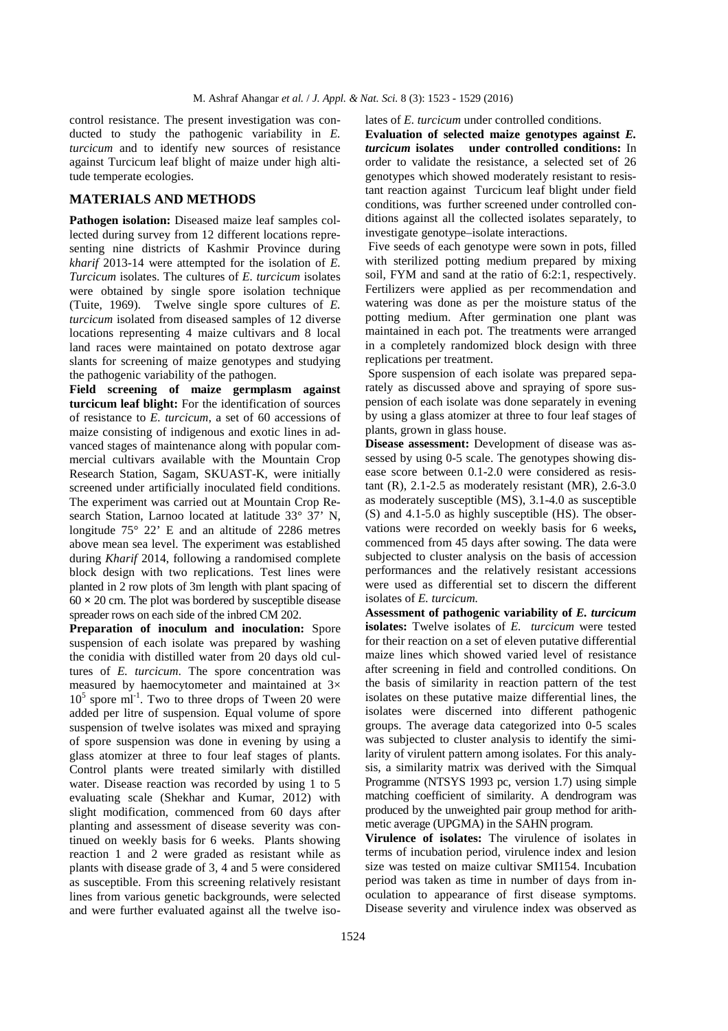control resistance. The present investigation was conducted to study the pathogenic variability in *E. turcicum* and to identify new sources of resistance against Turcicum leaf blight of maize under high altitude temperate ecologies.

## MATERIALS AND METHODS

**Pathogen isolation:** Diseased maize leaf samples collected during survey from 12 different locations representing nine districts of Kashmir Province during *kharif* 2013-14 were attempted for the isolation of *E. Turcicum* isolates. The cultures of *E. turcicum* isolates were obtained by single spore isolation technique (Tuite, 1969). Twelve single spore cultures of *E. turcicum* isolated from diseased samples of 12 diverse locations representing 4 maize cultivars and 8 local land races were maintained on potato dextrose agar slants for screening of maize genotypes and studying the pathogenic variability of the pathogen.

**Field screening of maize germplasm against turcicum leaf blight:** For the identification of sources of resistance to *E. turcicum*, a set of 60 accessions of maize consisting of indigenous and exotic lines in advanced stages of maintenance along with popular commercial cultivars available with the Mountain Crop Research Station, Sagam, SKUAST-K, were initially screened under artificially inoculated field conditions. The experiment was carried out at Mountain Crop Research Station, Larnoo located at latitude 33° 37' N, longitude 75° 22' E and an altitude of 2286 metres above mean sea level. The experiment was established during *Kharif* 2014, following a randomised complete block design with two replications. Test lines were planted in 2 row plots of 3m length with plant spacing of $60 \times 20$ cm. The plot was bordered by susceptible disease spreader rows on each side of the inbred CM 202.

**Preparation of inoculum and inoculation:** Spore suspension of each isolate was prepared by washing the conidia with distilled water from 20 days old cultures of *E. turcicum*. The spore concentration was measured by haemocytometer and maintained at $3\times 10^5$ spore $ml^{-1}$. Two to three drops of Tween 20 were added per litre of suspension. Equal volume of spore suspension of twelve isolates was mixed and spraying of spore suspension was done in evening by using a glass atomizer at three to four leaf stages of plants. Control plants were treated similarly with distilled water. Disease reaction was recorded by using 1 to 5 evaluating scale (Shekhar and Kumar, 2012) with slight modification, commenced from 60 days after planting and assessment of disease severity was continued on weekly basis for 6 weeks. Plants showing reaction 1 and 2 were graded as resistant while as plants with disease grade of 3, 4 and 5 were considered as susceptible. From this screening relatively resistant lines from various genetic backgrounds, were selected and were further evaluated against all the twelve isolates of *E. turcicum* under controlled conditions.

**Evaluation of selected maize genotypes against *E. turcicum* isolates under controlled conditions:** In order to validate the resistance, a selected set of 26 genotypes which showed moderately resistant to resistant reaction against Turcicum leaf blight under field conditions, was further screened under controlled conditions against all the collected isolates separately, to investigate genotype–isolate interactions.

Five seeds of each genotype were sown in pots, filled with sterilized potting medium prepared by mixing soil, FYM and sand at the ratio of 6:2:1, respectively. Fertilizers were applied as per recommendation and watering was done as per the moisture status of the potting medium. After germination one plant was maintained in each pot. The treatments were arranged in a completely randomized block design with three replications per treatment.

Spore suspension of each isolate was prepared separately as discussed above and spraying of spore suspension of each isolate was done separately in evening by using a glass atomizer at three to four leaf stages of plants, grown in glass house.

**Disease assessment:** Development of disease was assessed by using 0-5 scale. The genotypes showing disease score between 0.1-2.0 were considered as resistant (R), 2.1-2.5 as moderately resistant (MR), 2.6-3.0 as moderately susceptible (MS), 3.1-4.0 as susceptible (S) and 4.1-5.0 as highly susceptible (HS). The observations were recorded on weekly basis for 6 weeks**,** commenced from 45 days after sowing. The data were subjected to cluster analysis on the basis of accession performances and the relatively resistant accessions were used as differential set to discern the different isolates of *E. turcicum.*

**Assessment of pathogenic variability of *E. turcicum* isolates:** Twelve isolates of *E. turcicum* were tested for their reaction on a set of eleven putative differential maize lines which showed varied level of resistance after screening in field and controlled conditions. On the basis of similarity in reaction pattern of the test isolates on these putative maize differential lines, the isolates were discerned into different pathogenic groups. The average data categorized into 0-5 scales was subjected to cluster analysis to identify the similarity of virulent pattern among isolates. For this analysis, a similarity matrix was derived with the Simqual Programme (NTSYS 1993 pc, version 1.7) using simple matching coefficient of similarity. A dendrogram was produced by the unweighted pair group method for arithmetic average (UPGMA) in the SAHN program.

**Virulence of isolates:** The virulence of isolates in terms of incubation period, virulence index and lesion size was tested on maize cultivar SMI154. Incubation period was taken as time in number of days from inoculation to appearance of first disease symptoms. Disease severity and virulence index was observed as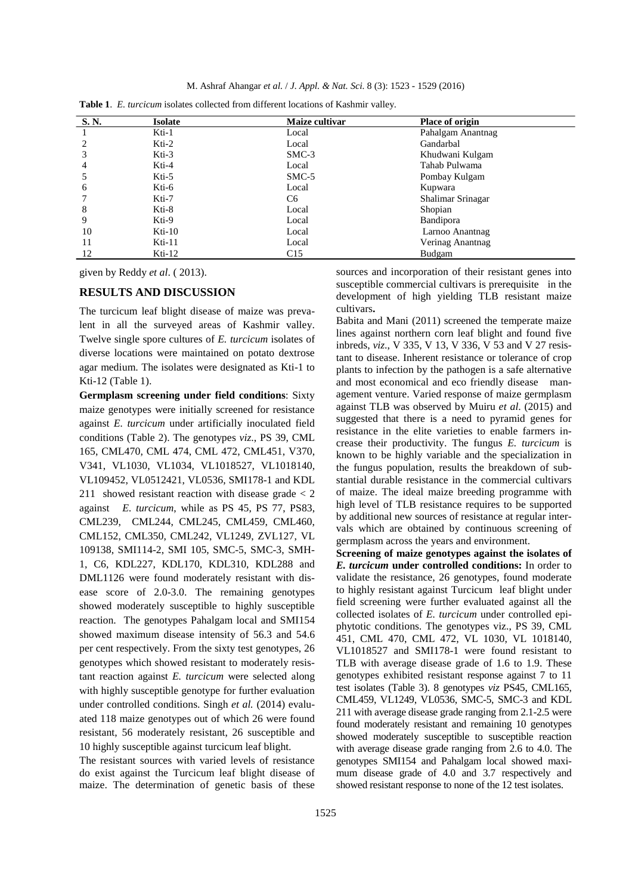**Table 1**. *E. turcicum* isolates collected from different locations of Kashmir valley.

| S. N. | Isolate | Maize cultivar | Place of origin |
|---|---|---|---|
| 1 | Kti-1 | Local | Pahalgam Anantnag |
| 2 | Kti-2 | Local | Gandarbal |
| 3 | Kti-3 | SMC-3 | Khudwani Kulgam |
| 4 | Kti-4 | Local | Tahab Pulwama |
| 5 | Kti-5 | SMC-5 | Pombay Kulgam |
| 6 | Kti-6 | Local | Kupwara |
| 7 | Kti-7 | C6 | Shalimar Srinagar |
| 8 | Kti-8 | Local | Shopian |
| 9 | Kti-9 | Local | Bandipora |
| 10 | Kti-10 | Local | Larnoo Anantnag |
| 11 | Kti-11 | Local | Verinag Anantnag |
| 12 | Kti-12 | C15 | Budgam |

given by Reddy *et al*. ( 2013).

## RESULTS AND DISCUSSION

The turcicum leaf blight disease of maize was prevalent in all the surveyed areas of Kashmir valley. Twelve single spore cultures of *E. turcicum* isolates of diverse locations were maintained on potato dextrose agar medium. The isolates were designated as Kti-1 to Kti-12 (Table 1).

**Germplasm screening under field conditions**: Sixty maize genotypes were initially screened for resistance against *E. turcicum* under artificially inoculated field conditions (Table 2). The genotypes *viz*., PS 39, CML 165, CML470, CML 474, CML 472, CML451, V370, V341, VL1030, VL1034, VL1018527, VL1018140, VL109452, VL0512421, VL0536, SMI178-1 and KDL 211 showed resistant reaction with disease grade < 2 against *E. turcicum*, while as PS 45, PS 77, PS83, CML239, CML244, CML245, CML459, CML460, CML152, CML350, CML242, VL1249, ZVL127, VL 109138, SMI114-2, SMI 105, SMC-5, SMC-3, SMH-1, C6, KDL227, KDL170, KDL310, KDL288 and DML1126 were found moderately resistant with disease score of 2.0-3.0. The remaining genotypes showed moderately susceptible to highly susceptible reaction. The genotypes Pahalgam local and SMI154 showed maximum disease intensity of 56.3 and 54.6 per cent respectively. From the sixty test genotypes, 26 genotypes which showed resistant to moderately resistant reaction against *E. turcicum* were selected along with highly susceptible genotype for further evaluation under controlled conditions. Singh *et al.* (2014) evaluated 118 maize genotypes out of which 26 were found resistant, 56 moderately resistant, 26 susceptible and 10 highly susceptible against turcicum leaf blight.

The resistant sources with varied levels of resistance do exist against the Turcicum leaf blight disease of maize. The determination of genetic basis of these sources and incorporation of their resistant genes into susceptible commercial cultivars is prerequisite in the development of high yielding TLB resistant maize cultivars**.**

Babita and Mani (2011) screened the temperate maize lines against northern corn leaf blight and found five inbreds, *viz*., V 335, V 13, V 336, V 53 and V 27 resistant to disease. Inherent resistance or tolerance of crop plants to infection by the pathogen is a safe alternative and most economical and eco friendly disease management venture. Varied response of maize germplasm against TLB was observed by Muiru *et al.* (2015) and suggested that there is a need to pyramid genes for resistance in the elite varieties to enable farmers increase their productivity. The fungus *E. turcicum* is known to be highly variable and the specialization in the fungus population, results the breakdown of substantial durable resistance in the commercial cultivars of maize. The ideal maize breeding programme with high level of TLB resistance requires to be supported by additional new sources of resistance at regular intervals which are obtained by continuous screening of germplasm across the years and environment.

**Screening of maize genotypes against the isolates of *E. turcicum* under controlled conditions:** In order to validate the resistance, 26 genotypes, found moderate to highly resistant against Turcicum leaf blight under field screening were further evaluated against all the collected isolates of *E. turcicum* under controlled epiphytotic conditions. The genotypes viz., PS 39, CML 451, CML 470, CML 472, VL 1030, VL 1018140, VL1018527 and SMI178-1 were found resistant to TLB with average disease grade of 1.6 to 1.9. These genotypes exhibited resistant response against 7 to 11 test isolates (Table 3). 8 genotypes *viz* PS45, CML165, CML459, VL1249, VL0536, SMC-5, SMC-3 and KDL 211 with average disease grade ranging from 2.1-2.5 were found moderately resistant and remaining 10 genotypes showed moderately susceptible to susceptible reaction with average disease grade ranging from 2.6 to 4.0. The genotypes SMI154 and Pahalgam local showed maximum disease grade of 4.0 and 3.7 respectively and showed resistant response to none of the 12 test isolates.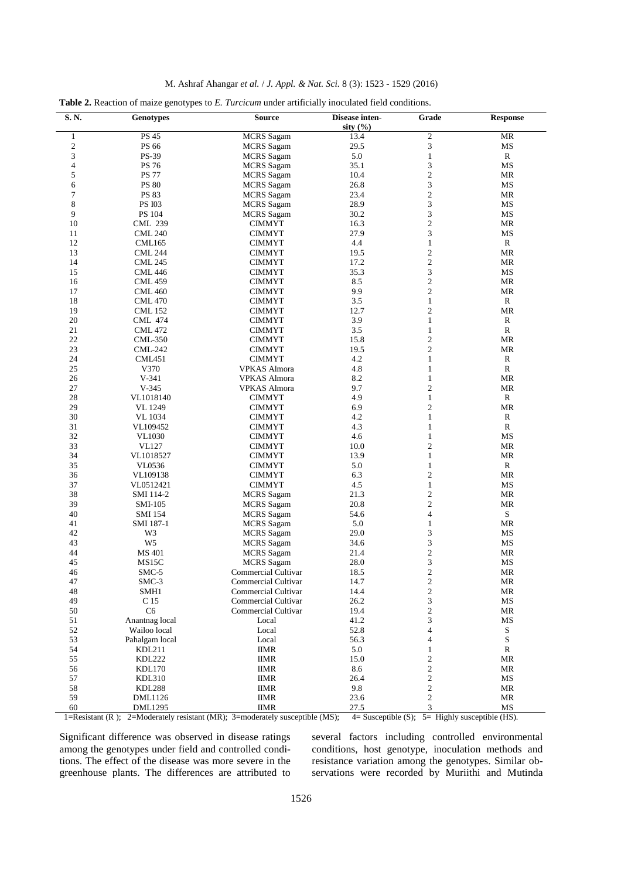**Table 2.** Reaction of maize genotypes to *E. Turcicum* under artificially inoculated field conditions.

| S. N. | Genotypes | Source | Disease intensity (%) | Grade | Response |
|---|---|---|---|---|---|
| 1 | PS 45 | MCRS Sagam | 13.4 | 2 | MR |
| 2 | PS 66 | MCRS Sagam | 29.5 | 3 | MS |
| 3 | PS-39 | MCRS Sagam | 5.0 | 1 | R |
| 4 | PS 76 | MCRS Sagam | 35.1 | 3 | MS |
| 5 | PS 77 | MCRS Sagam | 10.4 | 2 | MR |
| 6 | PS 80 | MCRS Sagam | 26.8 | 3 | MS |
| 7 | PS 83 | MCRS Sagam | 23.4 | 2 | MR |
| 8 | PS I03 | MCRS Sagam | 28.9 | 3 | MS |
| 9 | PS 104 | MCRS Sagam | 30.2 | 3 | MS |
| 10 | CML 239 | CIMMYT | 16.3 | 2 | MR |
| 11 | CML 240 | CIMMYT | 27.9 | 3 | MS |
| 12 | CML165 | CIMMYT | 4.4 | 1 | R |
| 13 | CML 244 | CIMMYT | 19.5 | 2 | MR |
| 14 | CML 245 | CIMMYT | 17.2 | 2 | MR |
| 15 | CML 446 | CIMMYT | 35.3 | 3 | MS |
| 16 | CML 459 | CIMMYT | 8.5 | 2 | MR |
| 17 | CML 460 | CIMMYT | 9.9 | 2 | MR |
| 18 | CML 470 | CIMMYT | 3.5 | 1 | R |
| 19 | CML 152 | CIMMYT | 12.7 | 2 | MR |
| 20 | CML 474 | CIMMYT | 3.9 | 1 | R |
| 21 | CML 472 | CIMMYT | 3.5 | 1 | R |
| 22 | CML-350 | CIMMYT | 15.8 | 2 | MR |
| 23 | CML-242 | CIMMYT | 19.5 | 2 | MR |
| 24 | CML451 | CIMMYT | 4.2 | 1 | R |
| 25 | V370 | VPKAS Almora | 4.8 | 1 | R |
| 26 | V-341 | VPKAS Almora | 8.2 | 1 | MR |
| 27 | V-345 | VPKAS Almora | 9.7 | 2 | MR |
| 28 | VL1018140 | CIMMYT | 4.9 | 1 | R |
| 29 | VL 1249 | CIMMYT | 6.9 | 2 | MR |
| 30 | VL 1034 | CIMMYT | 4.2 | 1 | R |
| 31 | VL109452 | CIMMYT | 4.3 | 1 | R |
| 32 | VL1030 | CIMMYT | 4.6 | 1 | MS |
| 33 | VL127 | CIMMYT | 10.0 | 2 | MR |
| 34 | VL1018527 | CIMMYT | 13.9 | 1 | MR |
| 35 | VL0536 | CIMMYT | 5.0 | 1 | R |
| 36 | VL109138 | CIMMYT | 6.3 | 2 | MR |
| 37 | VL0512421 | CIMMYT | 4.5 | 1 | MS |
| 38 | SMI 114-2 | MCRS Sagam | 21.3 | 2 | MR |
| 39 | SMI-105 | MCRS Sagam | 20.8 | 2 | MR |
| 40 | SMI 154 | MCRS Sagam | 54.6 | 4 | S |
| 41 | SMI 187-1 | MCRS Sagam | 5.0 | 1 | MR |
| 42 | W3 | MCRS Sagam | 29.0 | 3 | MS |
| 43 | W5 | MCRS Sagam | 34.6 | 3 | MS |
| 44 | MS 401 | MCRS Sagam | 21.4 | 2 | MR |
| 45 | MS15C | MCRS Sagam | 28.0 | 3 | MS |
| 46 | SMC-5 | Commercial Cultivar | 18.5 | 2 | MR |
| 47 | SMC-3 | Commercial Cultivar | 14.7 | 2 | MR |
| 48 | SMH1 | Commercial Cultivar | 14.4 | 2 | MR |
| 49 | C 15 | Commercial Cultivar | 26.2 | 3 | MS |
| 50 | C6 | Commercial Cultivar | 19.4 | 2 | MR |
| 51 | Anantnag local | Local | 41.2 | 3 | MS |
| 52 | Wailoo local | Local | 52.8 | 4 | S |
| 53 | Pahalgam local | Local | 56.3 | 4 | S |
| 54 | KDL211 | IIMR | 5.0 | 1 | R |
| 55 | KDL222 | IIMR | 15.0 | 2 | MR |
| 56 | KDL170 | IIMR | 8.6 | 2 | MR |
| 57 | KDL310 | IIMR | 26.4 | 2 | MS |
| 58 | KDL288 | IIMR | 9.8 | 2 | MR |
| 59 | DML1126 | IIMR | 23.6 | 2 | MR |
| 60 | DML1295 | IIMR | 27.5 | 3 | MS |

1=Resistant (R ); 2=Moderately resistant (MR); 3=moderately susceptible (MS); 4= Susceptible (S); 5= Highly susceptible (HS).

Significant difference was observed in disease ratings among the genotypes under field and controlled conditions. The effect of the disease was more severe in the greenhouse plants. The differences are attributed to several factors including controlled environmental conditions, host genotype, inoculation methods and resistance variation among the genotypes. Similar observations were recorded by Muriithi and Mutinda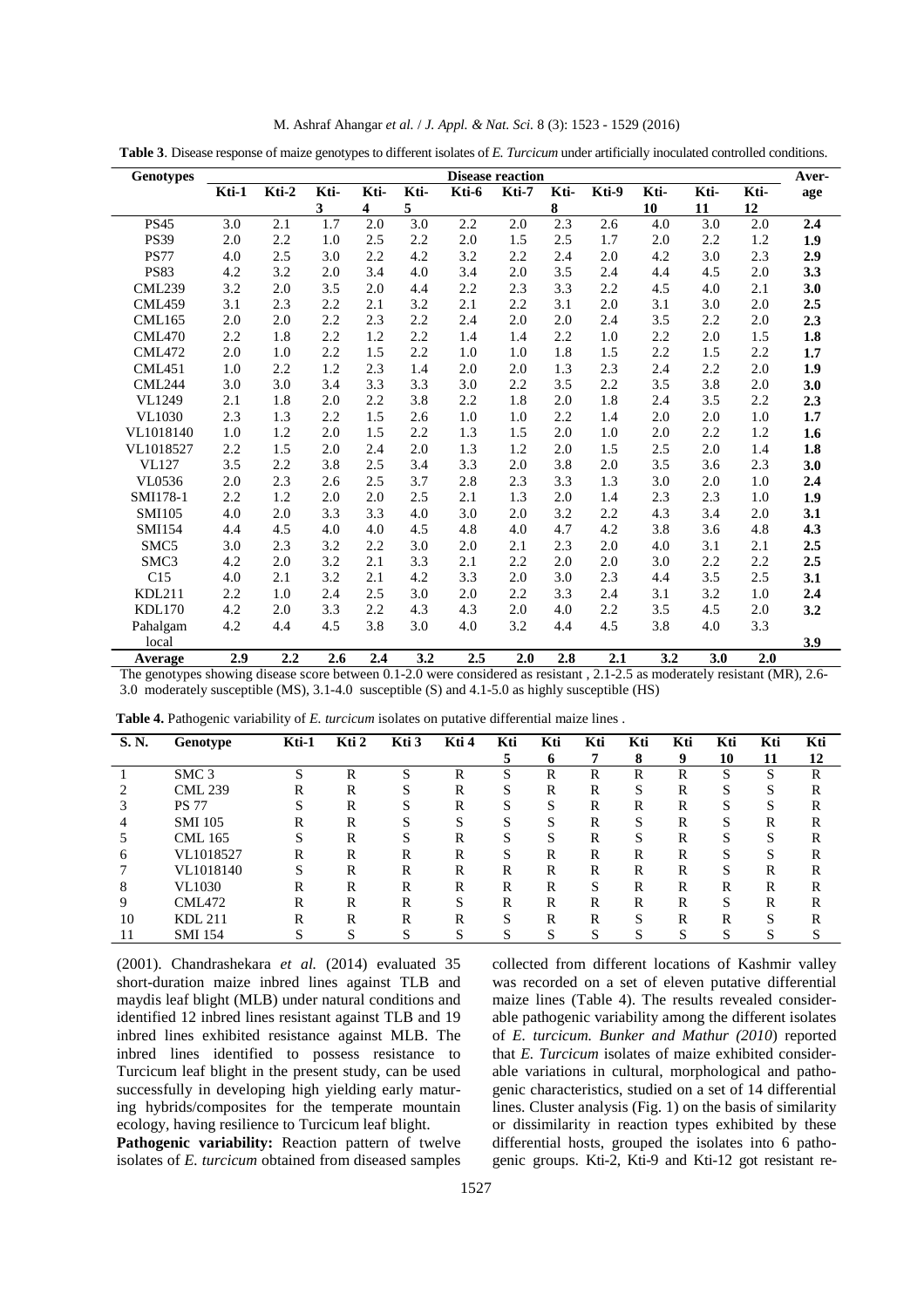**Table 3**. Disease response of maize genotypes to different isolates of *E. Turcicum* under artificially inoculated controlled conditions.

| Genotypes | Disease reaction | | | | | | | | | | | | Average |
|---|---|---|---|---|---|---|---|---|---|---|---|---|---|
| | Kti-1 | Kti-2 | Kti-3 | Kti-4 | Kti-5 | Kti-6 | Kti-7 | Kti-8 | Kti-9 | Kti-10 | Kti-11 | Kti-12 | |
| PS45 | 3.0 | 2.1 | 1.7 | 2.0 | 3.0 | 2.2 | 2.0 | 2.3 | 2.6 | 4.0 | 3.0 | 2.0 | **2.4** |
| PS39 | 2.0 | 2.2 | 1.0 | 2.5 | 2.2 | 2.0 | 1.5 | 2.5 | 1.7 | 2.0 | 2.2 | 1.2 | **1.9** |
| PS77 | 4.0 | 2.5 | 3.0 | 2.2 | 4.2 | 3.2 | 2.2 | 2.4 | 2.0 | 4.2 | 3.0 | 2.3 | **2.9** |
| PS83 | 4.2 | 3.2 | 2.0 | 3.4 | 4.0 | 3.4 | 2.0 | 3.5 | 2.4 | 4.4 | 4.5 | 2.0 | **3.3** |
| CML239 | 3.2 | 2.0 | 3.5 | 2.0 | 4.4 | 2.2 | 2.3 | 3.3 | 2.2 | 4.5 | 4.0 | 2.1 | **3.0** |
| CML459 | 3.1 | 2.3 | 2.2 | 2.1 | 3.2 | 2.1 | 2.2 | 3.1 | 2.0 | 3.1 | 3.0 | 2.0 | **2.5** |
| CML165 | 2.0 | 2.0 | 2.2 | 2.3 | 2.2 | 2.4 | 2.0 | 2.0 | 2.4 | 3.5 | 2.2 | 2.0 | **2.3** |
| CML470 | 2.2 | 1.8 | 2.2 | 1.2 | 2.2 | 1.4 | 1.4 | 2.2 | 1.0 | 2.2 | 2.0 | 1.5 | **1.8** |
| CML472 | 2.0 | 1.0 | 2.2 | 1.5 | 2.2 | 1.0 | 1.0 | 1.8 | 1.5 | 2.2 | 1.5 | 2.2 | **1.7** |
| CML451 | 1.0 | 2.2 | 1.2 | 2.3 | 1.4 | 2.0 | 2.0 | 1.3 | 2.3 | 2.4 | 2.2 | 2.0 | **1.9** |
| CML244 | 3.0 | 3.0 | 3.4 | 3.3 | 3.3 | 3.0 | 2.2 | 3.5 | 2.2 | 3.5 | 3.8 | 2.0 | **3.0** |
| VL1249 | 2.1 | 1.8 | 2.0 | 2.2 | 3.8 | 2.2 | 1.8 | 2.0 | 1.8 | 2.4 | 3.5 | 2.2 | **2.3** |
| VL1030 | 2.3 | 1.3 | 2.2 | 1.5 | 2.6 | 1.0 | 1.0 | 2.2 | 1.4 | 2.0 | 2.0 | 1.0 | **1.7** |
| VL1018140 | 1.0 | 1.2 | 2.0 | 1.5 | 2.2 | 1.3 | 1.5 | 2.0 | 1.0 | 2.0 | 2.2 | 1.2 | **1.6** |
| VL1018527 | 2.2 | 1.5 | 2.0 | 2.4 | 2.0 | 1.3 | 1.2 | 2.0 | 1.5 | 2.5 | 2.0 | 1.4 | **1.8** |
| VL127 | 3.5 | 2.2 | 3.8 | 2.5 | 3.4 | 3.3 | 2.0 | 3.8 | 2.0 | 3.5 | 3.6 | 2.3 | **3.0** |
| VL0536 | 2.0 | 2.3 | 2.6 | 2.5 | 3.7 | 2.8 | 2.3 | 3.3 | 1.3 | 3.0 | 2.0 | 1.0 | **2.4** |
| SMI178-1 | 2.2 | 1.2 | 2.0 | 2.0 | 2.5 | 2.1 | 1.3 | 2.0 | 1.4 | 2.3 | 2.3 | 1.0 | **1.9** |
| SMI105 | 4.0 | 2.0 | 3.3 | 3.3 | 4.0 | 3.0 | 2.0 | 3.2 | 2.2 | 4.3 | 3.4 | 2.0 | **3.1** |
| SMI154 | 4.4 | 4.5 | 4.0 | 4.0 | 4.5 | 4.8 | 4.0 | 4.7 | 4.2 | 3.8 | 3.6 | 4.8 | **4.3** |
| SMC5 | 3.0 | 2.3 | 3.2 | 2.2 | 3.0 | 2.0 | 2.1 | 2.3 | 2.0 | 4.0 | 3.1 | 2.1 | **2.5** |
| SMC3 | 4.2 | 2.0 | 3.2 | 2.1 | 3.3 | 2.1 | 2.2 | 2.0 | 2.0 | 3.0 | 2.2 | 2.2 | **2.5** |
| C15 | 4.0 | 2.1 | 3.2 | 2.1 | 4.2 | 3.3 | 2.0 | 3.0 | 2.3 | 4.4 | 3.5 | 2.5 | **3.1** |
| KDL211 | 2.2 | 1.0 | 2.4 | 2.5 | 3.0 | 2.0 | 2.2 | 3.3 | 2.4 | 3.1 | 3.2 | 1.0 | **2.4** |
| KDL170 | 4.2 | 2.0 | 3.3 | 2.2 | 4.3 | 4.3 | 2.0 | 4.0 | 2.2 | 3.5 | 4.5 | 2.0 | **3.2** |
| Pahalgam local | 4.2 | 4.4 | 4.5 | 3.8 | 3.0 | 4.0 | 3.2 | 4.4 | 4.5 | 3.8 | 4.0 | 3.3 | **3.9** |
| **Average** | **2.9** | **2.2** | **2.6** | **2.4** | **3.2** | **2.5** | **2.0** | **2.8** | **2.1** | **3.2** | **3.0** | **2.0** | |

The genotypes showing disease score between 0.1-2.0 were considered as resistant , 2.1-2.5 as moderately resistant (MR), 2.6-3.0 moderately susceptible (MS), 3.1-4.0 susceptible (S) and 4.1-5.0 as highly susceptible (HS)

**Table 4.** Pathogenic variability of *E. turcicum* isolates on putative differential maize lines .

| S. N. | Genotype | Kti-1 | Kti 2 | Kti 3 | Kti 4 | Kti 5 | Kti 6 | Kti 7 | Kti 8 | Kti 9 | Kti 10 | Kti 11 | Kti 12 |
|---|---|---|---|---|---|---|---|---|---|---|---|---|---|
| 1 | SMC 3 | S | R | S | R | S | R | R | R | R | S | S | R |
| 2 | CML 239 | R | R | S | R | S | R | R | S | R | S | S | R |
| 3 | PS 77 | S | R | S | R | S | S | R | R | R | S | S | R |
| 4 | SMI 105 | R | R | S | S | S | S | R | S | R | S | R | R |
| 5 | CML 165 | S | R | S | R | S | S | R | S | R | S | S | R |
| 6 | VL1018527 | R | R | R | R | S | R | R | R | R | S | S | R |
| 7 | VL1018140 | S | R | R | R | R | R | R | R | R | S | R | R |
| 8 | VL1030 | R | R | R | R | R | R | S | R | R | R | R | R |
| 9 | CML472 | R | R | R | S | R | R | R | R | R | S | R | R |
| 10 | KDL 211 | R | R | R | R | S | R | R | S | R | R | S | R |
| 11 | SMI 154 | S | S | S | S | S | S | S | S | S | S | S | S |

(2001). Chandrashekara *et al.* (2014) evaluated 35 short-duration maize inbred lines against TLB and maydis leaf blight (MLB) under natural conditions and identified 12 inbred lines resistant against TLB and 19 inbred lines exhibited resistance against MLB. The inbred lines identified to possess resistance to Turcicum leaf blight in the present study, can be used successfully in developing high yielding early maturing hybrids/composites for the temperate mountain ecology, having resilience to Turcicum leaf blight.

**Pathogenic variability:** Reaction pattern of twelve isolates of *E. turcicum* obtained from diseased samples collected from different locations of Kashmir valley was recorded on a set of eleven putative differential maize lines (Table 4). The results revealed considerable pathogenic variability among the different isolates of *E. turcicum. Bunker and Mathur (2010*) reported that *E. Turcicum* isolates of maize exhibited considerable variations in cultural, morphological and pathogenic characteristics, studied on a set of 14 differential lines. Cluster analysis (Fig. 1) on the basis of similarity or dissimilarity in reaction types exhibited by these differential hosts, grouped the isolates into 6 pathogenic groups. Kti-2, Kti-9 and Kti-12 got resistant re-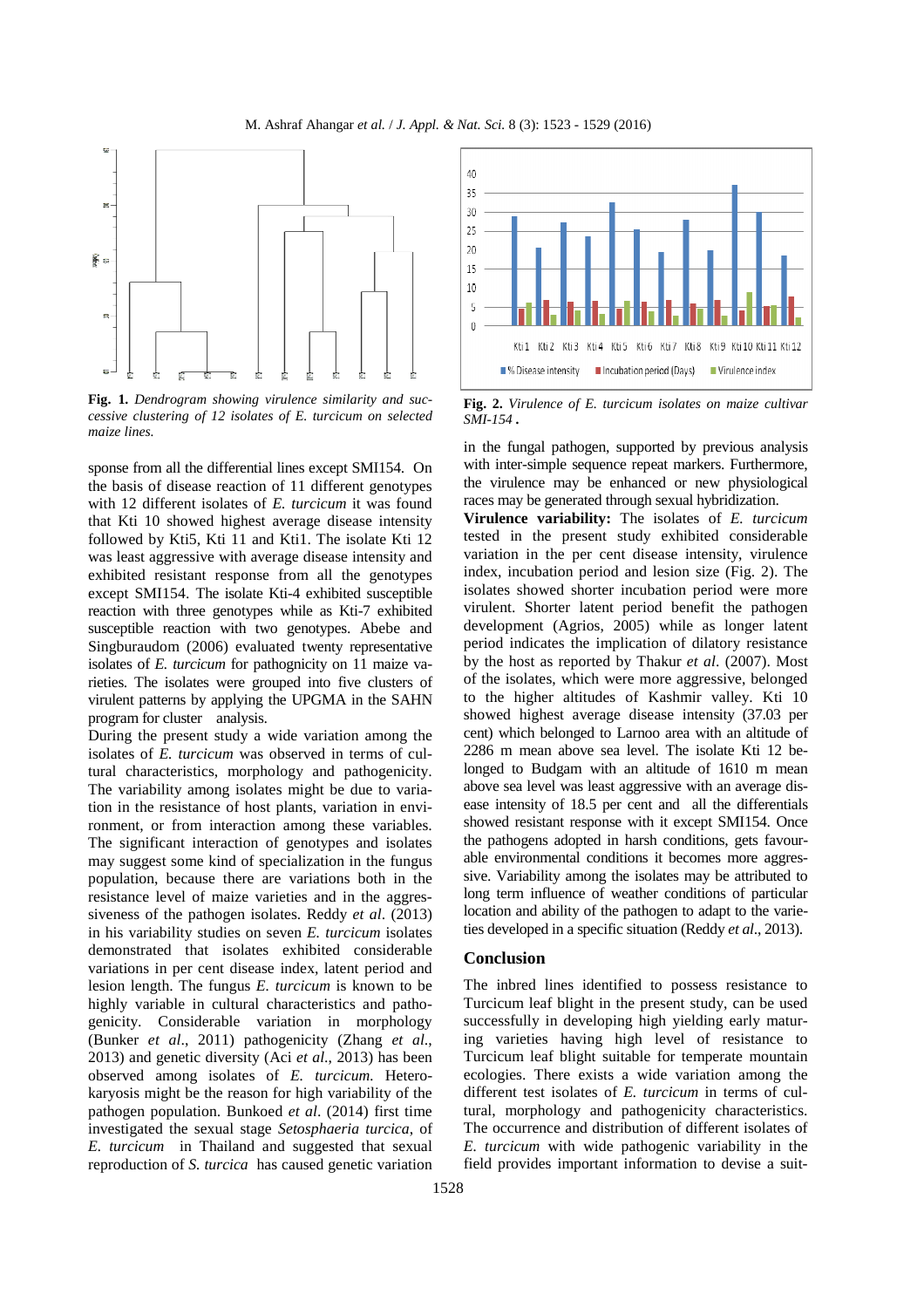**Fig. 1.** *Dendrogram showing virulence similarity and successive clustering of 12 isolates of E. turcicum on selected maize lines.*

**Fig. 2.** *Virulence of E. turcicum isolates on maize cultivar SMI-154 .*

sponse from all the differential lines except SMI154. On the basis of disease reaction of 11 different genotypes with 12 different isolates of *E. turcicum* it was found that Kti 10 showed highest average disease intensity followed by Kti5, Kti 11 and Kti1. The isolate Kti 12 was least aggressive with average disease intensity and exhibited resistant response from all the genotypes except SMI154. The isolate Kti-4 exhibited susceptible reaction with three genotypes while as Kti-7 exhibited susceptible reaction with two genotypes. Abebe and Singburaudom (2006) evaluated twenty representative isolates of *E. turcicum* for pathogenicity on 11 maize varieties. The isolates were grouped into five clusters of virulent patterns by applying the UPGMA in the SAHN program for cluster analysis.

During the present study a wide variation among the isolates of *E. turcicum* was observed in terms of cultural characteristics, morphology and pathogenicity. The variability among isolates might be due to variation in the resistance of host plants, variation in environment, or from interaction among these variables. The significant interaction of genotypes and isolates may suggest some kind of specialization in the fungus population, because there are variations both in the resistance level of maize varieties and in the aggressiveness of the pathogen isolates. Reddy *et al*. (2013) in his variability studies on seven *E. turcicum* isolates demonstrated that isolates exhibited considerable variations in per cent disease index, latent period and lesion length. The fungus *E. turcicum* is known to be highly variable in cultural characteristics and pathogenicity. Considerable variation in morphology (Bunker *et al*., 2011) pathogenicity (Zhang *et al*., 2013) and genetic diversity (Aci *et al*., 2013) has been observed among isolates of *E. turcicum*. Heterokaryosis might be the reason for high variability of the pathogen population. Bunkoed *et al*. (2014) first time investigated the sexual stage *Setosphaeria turcica*, of *E. turcicum* in Thailand and suggested that sexual reproduction of *S. turcica* has caused genetic variation in the fungal pathogen, supported by previous analysis with inter-simple sequence repeat markers. Furthermore, the virulence may be enhanced or new physiological races may be generated through sexual hybridization.

**Virulence variability:** The isolates of *E. turcicum* tested in the present study exhibited considerable variation in the per cent disease intensity, virulence index, incubation period and lesion size (Fig. 2). The isolates showed shorter incubation period were more virulent. Shorter latent period benefit the pathogen development (Agrios, 2005) while as longer latent period indicates the implication of dilatory resistance by the host as reported by Thakur *et al*. (2007). Most of the isolates, which were more aggressive, belonged to the higher altitudes of Kashmir valley. Kti 10 showed highest average disease intensity (37.03 per cent) which belonged to Larnoo area with an altitude of 2286 m mean above sea level. The isolate Kti 12 belonged to Budgam with an altitude of 1610 m mean above sea level was least aggressive with an average disease intensity of 18.5 per cent and all the differentials showed resistant response with it except SMI154. Once the pathogens adopted in harsh conditions, gets favourable environmental conditions it becomes more aggressive. Variability among the isolates may be attributed to long term influence of weather conditions of particular location and ability of the pathogen to adapt to the varieties developed in a specific situation (Reddy *et al*., 2013).

## Conclusion

The inbred lines identified to possess resistance to Turcicum leaf blight in the present study, can be used successfully in developing high yielding early maturing varieties having high level of resistance to Turcicum leaf blight suitable for temperate mountain ecologies. There exists a wide variation among the different test isolates of *E. turcicum* in terms of cultural, morphology and pathogenicity characteristics. The occurrence and distribution of different isolates of *E. turcicum* with wide pathogenic variability in the field provides important information to devise a suit-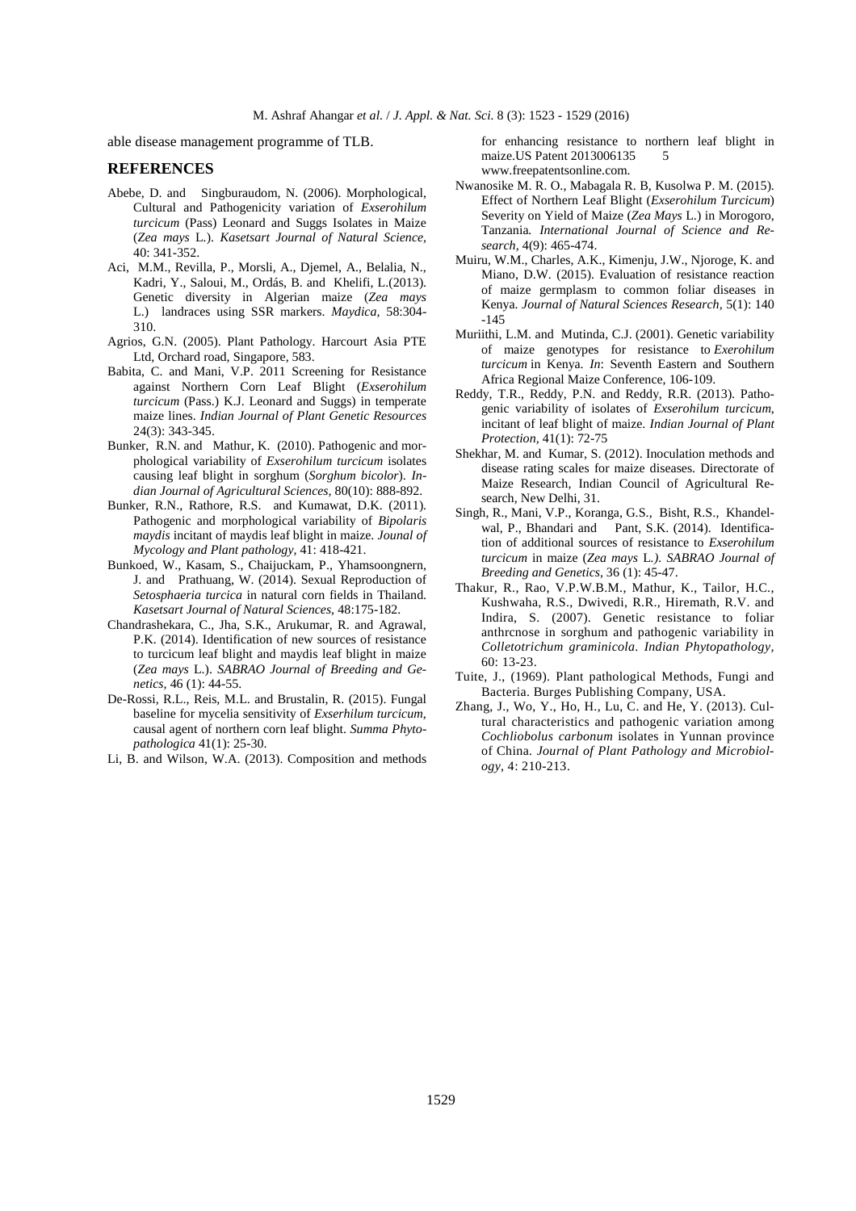able disease management programme of TLB.

## REFERENCES

Abebe, D. and Singburaudom, N. (2006). Morphological, Cultural and Pathogenicity variation of *Exserohilum turcicum* (Pass) Leonard and Suggs Isolates in Maize (*Zea mays* L.). *Kasetsart Journal of Natural Science,* 40: 341-352.

Aci, M.M., Revilla, P., Morsli, A., Djemel, A., Belalia, N., Kadri, Y., Saloui, M., Ordás, B. and Khelifi, L.(2013). Genetic diversity in Algerian maize (*Zea mays* L.) landraces using SSR markers. *Maydica,* 58:304-310.

Agrios, G.N. (2005). Plant Pathology. Harcourt Asia PTE Ltd, Orchard road, Singapore, 583.

Babita, C. and Mani, V.P. 2011 Screening for Resistance against Northern Corn Leaf Blight (*Exserohilum turcicum* (Pass.) K.J. Leonard and Suggs) in temperate maize lines. *Indian Journal of Plant Genetic Resources* 24(3): 343-345.

Bunker, R.N. and Mathur, K. (2010). Pathogenic and morphological variability of *Exserohilum turcicum* isolates causing leaf blight in sorghum (*Sorghum bicolor*). *Indian Journal of Agricultural Sciences,* 80(10): 888-892.

Bunker, R.N., Rathore, R.S. and Kumawat, D.K. (2011). Pathogenic and morphological variability of *Bipolaris maydis* incitant of maydis leaf blight in maize. *Jounal of Mycology and Plant pathology,* 41: 418-421.

Bunkoed, W., Kasam, S., Chaijuckam, P., Yhamsoongnern, J. and Prathuang, W. (2014). Sexual Reproduction of *Setosphaeria turcica* in natural corn fields in Thailand. *Kasetsart Journal of Natural Sciences,* 48:175-182.

Chandrashekara, C., Jha, S.K., Arukumar, R. and Agrawal, P.K. (2014). Identification of new sources of resistance to turcicum leaf blight and maydis leaf blight in maize (*Zea mays* L.). *SABRAO Journal of Breeding and Genetics,* 46 (1): 44-55.

De-Rossi, R.L., Reis, M.L. and Brustalin, R. (2015). Fungal baseline for mycelia sensitivity of *Exserhilum turcicum,* causal agent of northern corn leaf blight. *Summa Phytopathologica* 41(1): 25-30.

Li, B. and Wilson, W.A. (2013). Composition and methods for enhancing resistance to northern leaf blight in maize.US Patent 2013006135 5 www.freepatentsonline.com.

Nwanosike M. R. O., Mabagala R. B, Kusolwa P. M. (2015). Effect of Northern Leaf Blight (*Exserohilum Turcicum*) Severity on Yield of Maize (*Zea Mays* L.) in Morogoro, Tanzania. *International Journal of Science and Research,* 4(9): 465-474.

Muiru, W.M., Charles, A.K., Kimenju, J.W., Njoroge, K. and Miano, D.W. (2015). Evaluation of resistance reaction of maize germplasm to common foliar diseases in Kenya. *Journal of Natural Sciences Research,* 5(1): 140-145

Muriithi, L.M. and Mutinda, C.J. (2001). Genetic variability of maize genotypes for resistance to *Exerohilum turcicum* in Kenya. *In*: Seventh Eastern and Southern Africa Regional Maize Conference, 106-109.

Reddy, T.R., Reddy, P.N. and Reddy, R.R. (2013). Pathogenic variability of isolates of *Exserohilum turcicum,* incitant of leaf blight of maize. *Indian Journal of Plant Protection,* 41(1): 72-75

Shekhar, M. and Kumar, S. (2012). Inoculation methods and disease rating scales for maize diseases. Directorate of Maize Research, Indian Council of Agricultural Research, New Delhi, 31.

Singh, R., Mani, V.P., Koranga, G.S., Bisht, R.S., Khandelwal, P., Bhandari and Pant, S.K. (2014). Identification of additional sources of resistance to *Exserohilum turcicum* in maize (*Zea mays* L.). *SABRAO Journal of Breeding and Genetics,* 36 (1): 45-47.

Thakur, R., Rao, V.P.W.B.M., Mathur, K., Tailor, H.C., Kushwaha, R.S., Dwivedi, R.R., Hiremath, R.V. and Indira, S. (2007). Genetic resistance to foliar anthrcnose in sorghum and pathogenic variability in *Colletotrichum graminicola*. *Indian Phytopathology,* 60: 13-23.

Tuite, J., (1969). Plant pathological Methods, Fungi and Bacteria. Burges Publishing Company, USA.

Zhang, J., Wo, Y., Ho, H., Lu, C. and He, Y. (2013). Cultural characteristics and pathogenic variation among *Cochliobolus carbonum* isolates in Yunnan province of China. *Journal of Plant Pathology and Microbiology,* 4: 210-213.